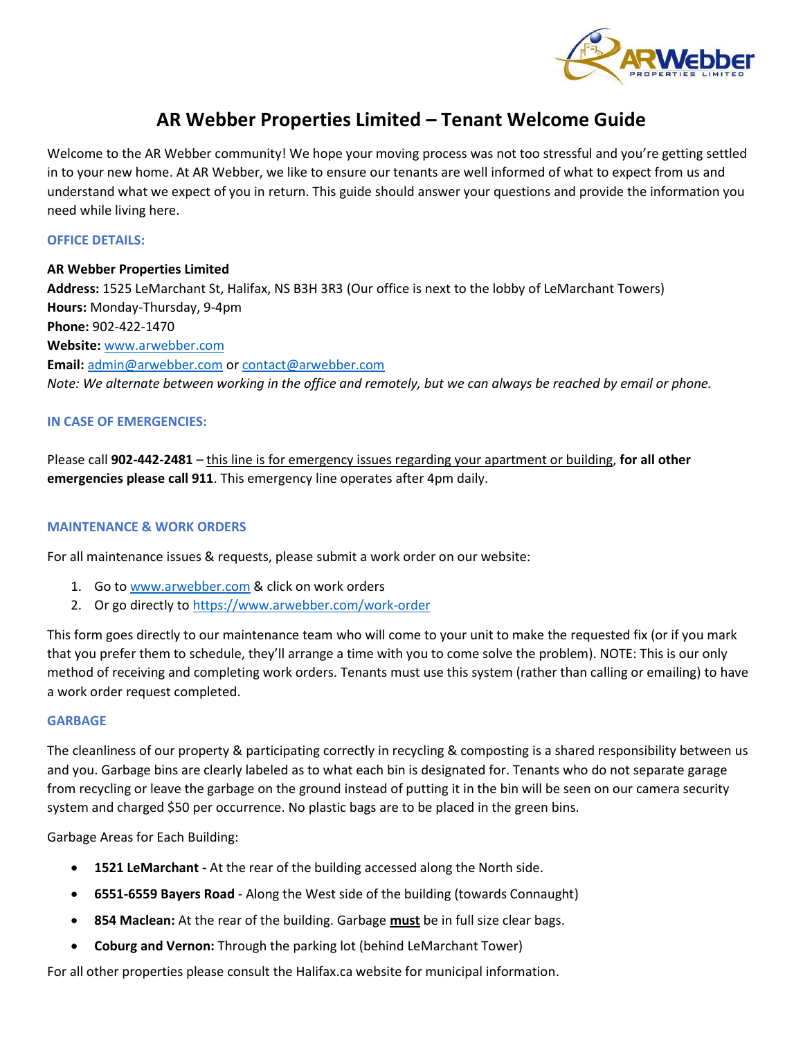# AR Webber Properties Limited – Tenant Welcome Guide

Welcome to the AR Webber community! We hope your moving process was not too stressful and you're getting settled in to your new home. At AR Webber, we like to ensure our tenants are well informed of what to expect from us and understand what we expect of you in return. This guide should answer your questions and provide the information you need while living here.

## OFFICE DETAILS:

**AR Webber Properties Limited**
**Address:** 1525 LeMarchant St, Halifax, NS B3H 3R3 (Our office is next to the lobby of LeMarchant Towers)
**Hours:** Monday-Thursday, 9-4pm
**Phone:** 902-422-1470
**Website:** www.arwebber.com
**Email:** admin@arwebber.com or contact@arwebber.com
*Note: We alternate between working in the office and remotely, but we can always be reached by email or phone.*

## IN CASE OF EMERGENCIES:

Please call **902-442-2481** – this line is for emergency issues regarding your apartment or building, **for all other emergencies please call 911**. This emergency line operates after 4pm daily.

## MAINTENANCE & WORK ORDERS

For all maintenance issues & requests, please submit a work order on our website:

1. Go to www.arwebber.com & click on work orders
2. Or go directly to https://www.arwebber.com/work-order

This form goes directly to our maintenance team who will come to your unit to make the requested fix (or if you mark that you prefer them to schedule, they'll arrange a time with you to come solve the problem). NOTE: This is our only method of receiving and completing work orders. Tenants must use this system (rather than calling or emailing) to have a work order request completed.

## GARBAGE

The cleanliness of our property & participating correctly in recycling & composting is a shared responsibility between us and you. Garbage bins are clearly labeled as to what each bin is designated for. Tenants who do not separate garage from recycling or leave the garbage on the ground instead of putting it in the bin will be seen on our camera security system and charged $50 per occurrence. No plastic bags are to be placed in the green bins.

Garbage Areas for Each Building:

- **1521 LeMarchant -** At the rear of the building accessed along the North side.
- **6551-6559 Bayers Road** - Along the West side of the building (towards Connaught)
- **854 Maclean:** At the rear of the building. Garbage **must** be in full size clear bags.
- **Coburg and Vernon:** Through the parking lot (behind LeMarchant Tower)

For all other properties please consult the Halifax.ca website for municipal information.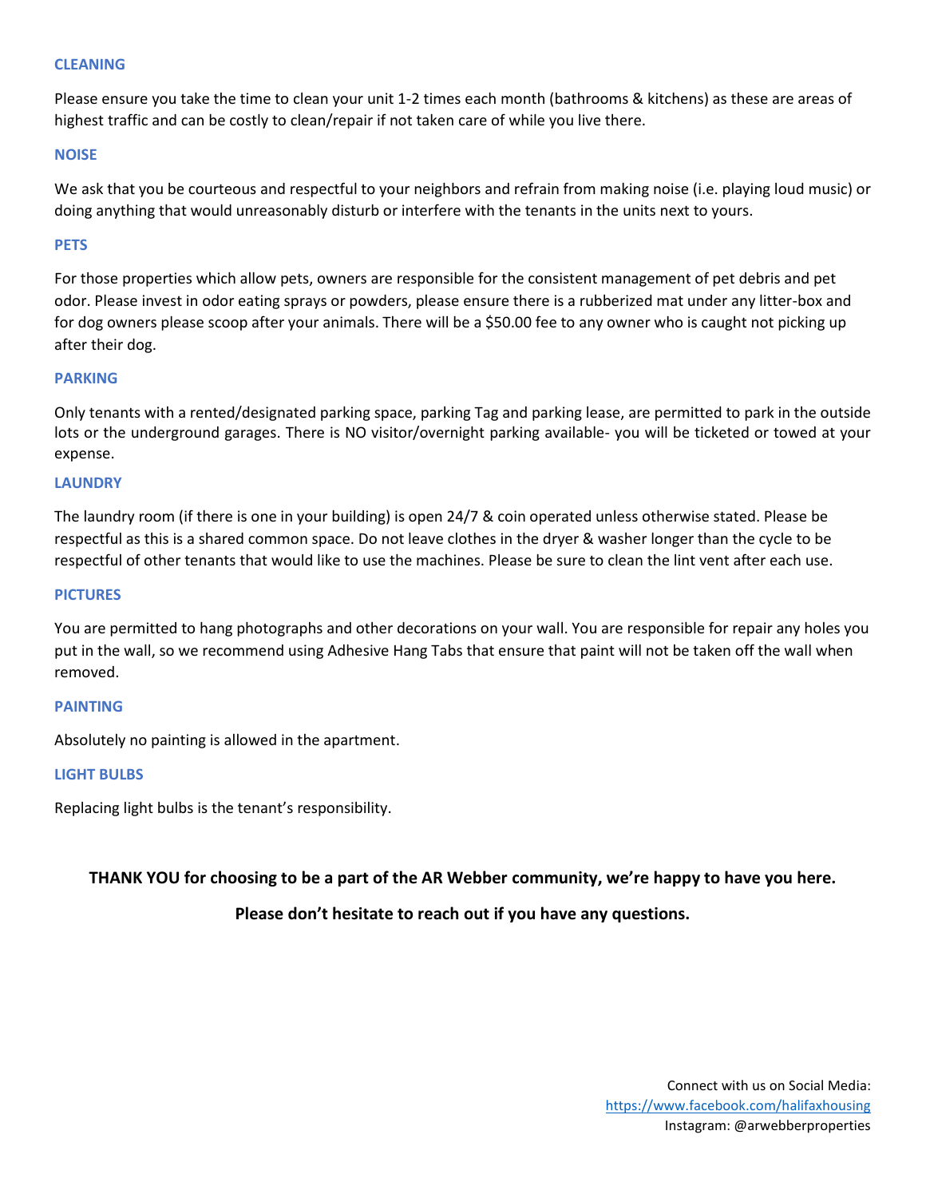### CLEANING

Please ensure you take the time to clean your unit 1-2 times each month (bathrooms & kitchens) as these are areas of highest traffic and can be costly to clean/repair if not taken care of while you live there.

### NOISE

We ask that you be courteous and respectful to your neighbors and refrain from making noise (i.e. playing loud music) or doing anything that would unreasonably disturb or interfere with the tenants in the units next to yours.

### PETS

For those properties which allow pets, owners are responsible for the consistent management of pet debris and pet odor. Please invest in odor eating sprays or powders, please ensure there is a rubberized mat under any litter-box and for dog owners please scoop after your animals. There will be a $50.00 fee to any owner who is caught not picking up after their dog.

### PARKING

Only tenants with a rented/designated parking space, parking Tag and parking lease, are permitted to park in the outside lots or the underground garages. There is NO visitor/overnight parking available- you will be ticketed or towed at your expense.

### LAUNDRY

The laundry room (if there is one in your building) is open 24/7 & coin operated unless otherwise stated. Please be respectful as this is a shared common space. Do not leave clothes in the dryer & washer longer than the cycle to be respectful of other tenants that would like to use the machines. Please be sure to clean the lint vent after each use.

### PICTURES

You are permitted to hang photographs and other decorations on your wall. You are responsible for repair any holes you put in the wall, so we recommend using Adhesive Hang Tabs that ensure that paint will not be taken off the wall when removed.

### PAINTING

Absolutely no painting is allowed in the apartment.

### LIGHT BULBS

Replacing light bulbs is the tenant's responsibility.

**THANK YOU for choosing to be a part of the AR Webber community, we're happy to have you here.**

**Please don't hesitate to reach out if you have any questions.**

Connect with us on Social Media:
https://www.facebook.com/halifaxhousing
Instagram: @arwebberproperties